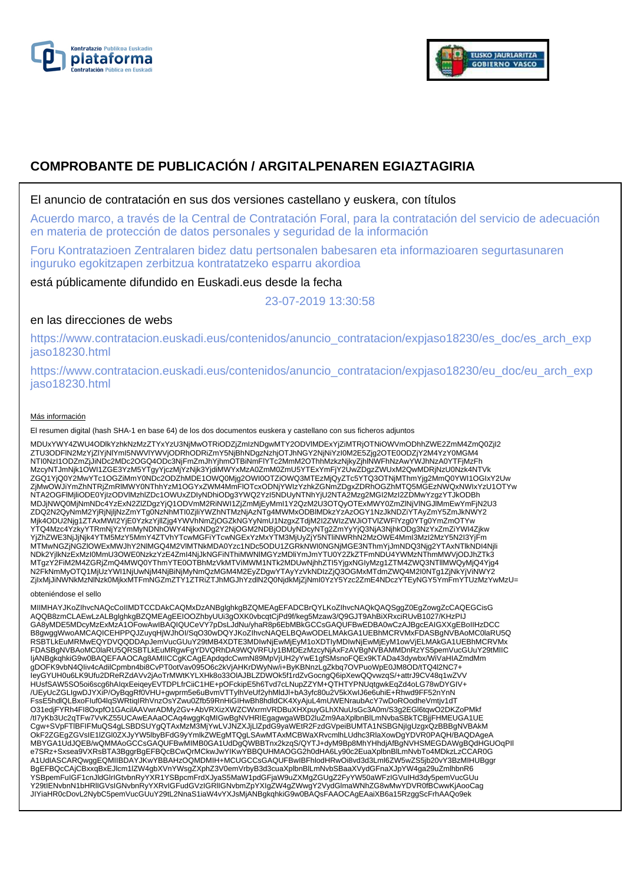# COMPROBANTE DE PUBLICACIÓN / ARGITALPENAREN EGIAZTAGIRIA

El anuncio de contratación en sus dos versiones castellano y euskera, con títulos

Acuerdo marco, a través de la Central de Contratación Foral, para la contratación del servicio de adecuación en materia de protección de datos personales y seguridad de la información

Foru Kontratazioen Zentralaren bidez datu pertsonalen babesaren eta informazioaren segurtasunaren inguruko egokitzapen zerbitzua kontratatzeko esparru akordioa

está públicamente difundido en Euskadi.eus desde la fecha

23-07-2019 13:30:58

en las direcciones de webs

https://www.contratacion.euskadi.eus/contenidos/anuncio_contratacion/expjaso18230/es_doc/es_arch_expjaso18230.html

https://www.contratacion.euskadi.eus/contenidos/anuncio_contratacion/expjaso18230/eu_doc/eu_arch_expjaso18230.html

Más información

El resumen digital (hash SHA-1 en base 64) de los dos documentos euskera y castellano con sus ficheros adjuntos

MDUxYWY4ZWU4ODlkYzhkNzMzZTYxYzU3NjMwOTRiODZjZmIzNDgwMTY2ODVlMDExYjZiMTRjOTNiOWVmODhhZWE2ZmM4ZmQ0ZjI2
ZTU3ODFlN2MzYjZlYjNlYmI5NWVlYWVjODRhODRiZmY5NjBhNDgzNzhjOTJhNGY2NjNiYzI0M2E5Zjg2OTE0ODZjY2M4YzY0MGM4
NTI0NzI1ODZmZjJiNDc2MDc2OGQ4ODc3NjFmZmJhYjhmOTBiNmFlYTc2MmM2OThhMzkzNjkyZjhlNWFhNzAwYWJhNzA0YTFjMzFh
MzcyNTJmNjk1OWI1ZGE3YzM5YTgyYjczMjYzNjk3YjdiMWYxMzA0ZmM0ZmU5YTExYmFjY2UwZDgzZWUxM2QwMDRjNzU0Nzk4NTVk
ZGQ1YjQ0Y2MwYTc1OGZiMmY0NDc2ODZhMDE1OWQ0Mjg2OWI0OTZiOWQ3MTEzMjQyZTc5YTQ3OTNjMThmYjg2MmQ0YWI1OGIxY2Uw
ZjMwOWJiYzMwZhNTRjZmRlMWY0NThhYzM1OGYxZWM4MmFlOTcxODNjYWIzYzhkZGNmZDgxZDRhOGZhMTQ5MGEzNWQxNWIxYzU1OTYw
NTA2OGFlMjliODE0YjIzODVlMzhlZDc1OWUxZDIyNDhiODg3YWQ2YzI5NDUyNTNhYjU2NTA2Mzg2MGI2MzI2ZDMwYzgzYTJkODBh
MDJjNWQ0MjNmNDc4YzExN2ZlZDgzYjQ1ODVmM2RiNWI1ZjZmMjEyMmI1Y2QzM2U3OTQyOTExMWY0ZmZlNjVlNGJlMmEwYmFjN2U3
ZDQ2N2QyNmM2YjRjNjljNzZmYTg0NzNhMTI0ZjliYWZhNTMzNjAzNTg4MWMxODBlMDkzYzAzOGY1NzJkNDZiYTAyZmY5ZmJkNWY2
Mjk4ODU2Njg1ZTAxMWI2YjE0YzkzYjllZjg4YWVhNmZjOGZkNGYyNmU1NzgxZTdjM2I2ZWIzZWJiOTVlZWFlYzg0YTg0YmZmOTYw
YTQ4Mzc4YzkyYTRmNjYzYmMyNDNhOWY4NjkxNDg2Y2NjOGM2NDBjODUyNDcyNTg2ZmYyYjQ3NjA3NjhkODg3NzYxZmZiYWI4Zjkw
YjZhZWE3NjJjNjk4YTM5MzY5MmY4ZTVhYTcwMGFiYTcwNGExYzMxYTM3MjUyZjY5NTliNWRhN2MzOWE4MmI3MzI2MzY5N2I3YjFm
MTMwNGZjNGZlOWExMWJhY2NlMGQ4M2VlMTNkMDA0Yzc1NDc5ODU1ZGRkNWI0NGNjMGE3NThmYjJmNDQ3Njg2YTAxNTlkNDI4Njli
NDk2YjlkNzExMzI0MmU3OWE0NzkzYzE4ZmI4NjJkNGFiNThiMWNlMGYzMDliYmJmYTU0Y2ZkZTFmNDU4YWMzNThmMWVjODJhZTk3
MTgzY2FiM2M4ZGRjZmQ4MWQ0YThmYTE0OTBhMzVkMTViMWM1NTk2MDUwNjhhZTI5YjgxNGIyMzg1ZTM4ZWQ3NTllMWQyMjQ4Yjg4
N2FkNmMyOTQ1MjUzYWI1NjUwNjM4NjBiNjMyNmQzMGM4M2EyZDgwYTAyYzVkNDIzZjQ3OGMxMTdmZWQ4M2I0NTg1ZjNkYjViNWY2
ZjlxMjJiNWNkMzNlNzk0MjkxMTFmNGZmZTY1ZTRiZTJhMGJhYzdlN2Q0NjdkMjZjNmI0YzY5Yzc2ZmE4NDczYTEyNGY5YmFmYTUzMzYwMzU=

obteniéndose el sello

MIIMHAYJKoZIhvcNAQcCoIIMDTCCDAkCAQMxDzANBglghkgBZQMEAgEFADCBrQYLKoZIhvcNAQkQAQSggZ0EgZowgZcCAQEGCisG
AQQB8zmCLAEwLzALBglghkgBZQMEAgEEIOOZhbyUUi3gOXK0vbcqtCjPd9f/keg5Mzaw3/Q9GJT9AhBiXRxciRUvB1027/KHzPIJ
GA8yMDE5MDcyMzExMzA1OFowAwIBAQIQUCeVY7pDsLJdNu/yhaR8p6EbMBkGCCsGAQUFBwEDBA0wCzAJBgcEAIGXXgEBoIIHzDCC
B8gwggWwoAMCAQICEHPPQJZuyqHjWJhOI/SqO30wDQYJKoZIhvcNAQELBQAwODELMAkGA1UEBhMCRVMxFDASBgNVBAoMC0laRU5Q
RSBTLkEuMRMwEQYDVQQDDApJemVucGUuY29tMB4XDTE3MDIwNjEwMjEyM1oXDTIyMDIwNjEwMjEyM1owVjELMAkGA1UEBhMCRVMx
FDASBgNVBAoMC0laRU5QRSBTLkEuMRgwFgYDVQRhDA9WQVRFUy1BMDEzMzcyNjAxFzAVBgNVBAMMDnRzYS5pemVucGUuY29tMIIC
IjANBgkqhkiG9w0BAQEFAAOCAg8AMIICCgKCAgEApdqdcCwmN89MpVjUH2yYwE1gfSMsnoFQEx9KTADa43dywbx/WiVaHIAZmdMm
gDOFK9vbN4QIiv4cAdilCpmbn4bi8CvPT0otVav095O6c2kVjAHKrDWyNw/i+ByKBNnzLgZkbq7OVPuoWpE0JM8OD/tTQ4l2NC7+
IeyGYUH0u6LK9Ufu2DReRZdAVv2jAoTrMWtKYLXHk8o33OIAJBLZDWOk5f1rdZvGocngQ6ipXewQQvwzqS/+attrJ9CV48q1wZVV
HUsfSAW5SO5oi6scg6hAIqxEeiqeyEVTDPLfrCiiC1HE+pOFckipE5h6Tvd7cLNupZZYM+QTHTYPNUqtgwkEqZd4oLG78wDYGIV+
/UEyUcZGLlgwDJYXiP/OyBqgRf0VHU+gwprm5e6uBvmVTTylhVeUf2yhMldJl+bA3yfc80u2V5kXwlJ6e6uhiE+Rhwd9FF52nYnN
FssE5hdlQLBxoFIuf04lqSWRtiqlRhVnzOsYZwu0Zfb59RnHiGIHwBh8hdldCK4XyAjuL4mUWENraubAcY7wDoROodheVmtjv1dT
O31edjFYRh4FI8OxpfO1GAciIAAVwrADMy2Gv+AbVRXizXWZCWxrmVRDBuXHXpuyGLhXNuUsGc3A0m/S3g2EGl6tqwO2DKZoPMkf
/tI7yKb3Uc2qTFw7VvKZ55UCAwEAAaOCAq4wggKqMIGwBgNVHRIEgagwgaWBD2luZm9AaXplbnBlLmNvbaSBkTCBjjFHMEUGA1UE
Cgw+SVpFTlBFIFMuQS4gLSBDSUYgQTAxMzM3MjYwLVJNZXJjLlZpdG9yaWEtR2FzdGVpeiBUMTA1NSBGNjIgUzgxQzBBBgNVBAkM
OkF2ZGEgZGVsIE1lZGl0ZXJyYW5lbyBFdG9yYmlkZWEgMTQgLSAwMTAxMCBWaXRvcmlhLUdhc3RlaXowDgYDVR0PAQH/BAQDAgeA
MBYGA1UdJQEB/wQMMAoGCCsGAQUFBwMIMB0GA1UdDgQWBBTnx2kzqS/QYTJ+dyM9Bp8MhYHhdjAfBgNVHSMEGDAWgBQdHGUOqPIl
e7SRz+Sxsea9VXRsBTA3BggrBgEFBQcBCwQrMCkwJwYIKwYBBQUHMAOGG2h0dHA6Ly90c2EuaXplbnBlLmNvbTo4MDkzLzCCAR0G
A1UdIASCARQwggEQMIIBDAYJKwYBBAHzOQMDMIH+MCUGCCsGAQUFBwIBFhlodHRwOi8vd3d3Lml6ZW5wZS5jb20vY3BzMIHUBggr
BgEFBQcCAjCBxxqBxEJlcm1lZW4gbXVnYWsgZXphZ3V0emVrbyB3d3cuaXplbnBlLmNvbSBaaXVydGFnaXJpYW4ga29uZmlhbnR6
YSBpemFuIGF1cnJldGlrIGtvbnRyYXR1YSBpcmFrdXJyaS5MaW1pdGFjaW9uZXMgZGUgZ2FyYW50aWFzIGVuIHd3dy5pemVucGUu
Y29tIENvbnN1bHRlIGVsIGNvbnRyYXRvIGFudGVzIGRlIGNvbmZpYXIgZW4gZWwgY2VydGlmaWNhZG8wMwYDVR0fBCwwKjAooCag
JIYiaHR0cDovL2NybC5pemVucGUuY29tL2NnaS1iaW4vYXJsMjANBgkqhkiG9w0BAQsFAAOCAgEAaiXB6a15RzggScFrhAAQo9ek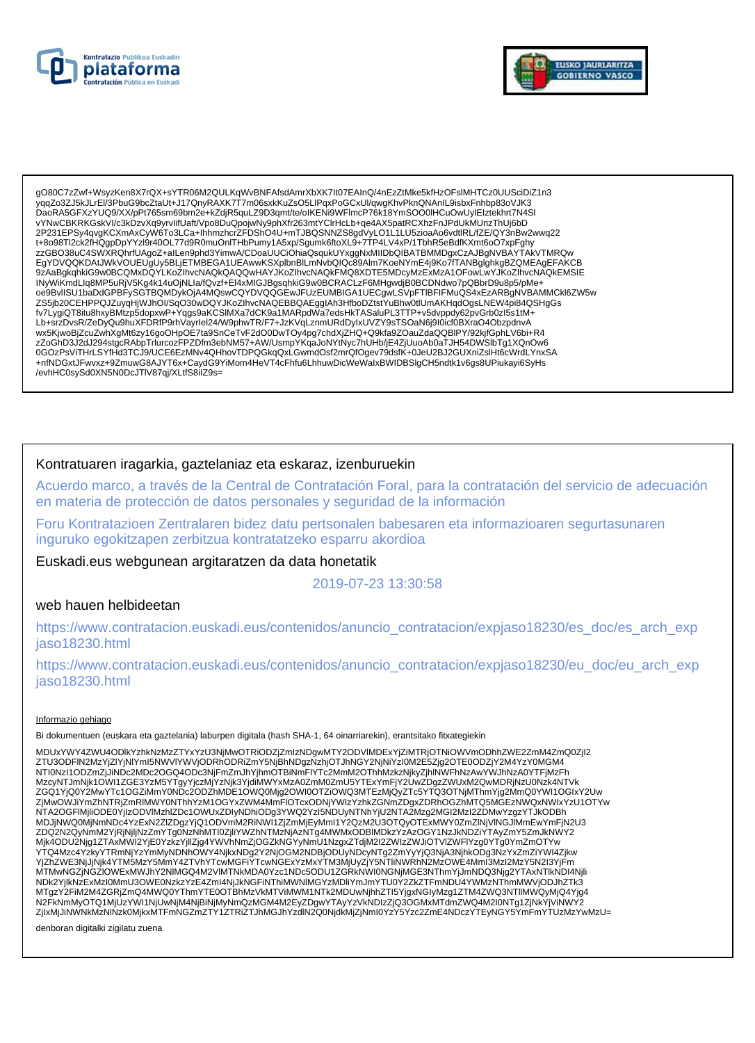gO80C7zZwf+WsyzKen8X7rQX+sYTR06M2QULKqWvBNFAfsdAmrXbXK7It07EAInQ/4nEzZtMke5kfHzOFslMHTCz0UUSciDiZ1n3
yqqZo3ZJ5kJLrEl/3PbuG9bcZtaUt+J17QnyRAXK7T7m06sxkKuZsO5LlPqxPoGCxUl/qwgKhvPknQNAnlL9isbxFnhbp83oVJK3
DaoRA5GFXzYUQ9/XX/pPt765sm69bm2e+kZdjR5quLZ9D3qmt/te/oIKENi9WFlmcP76k18YmSOO0lHCuOwUylEIztekhrt7N4Sl
vYNwCBKRKGskVl/c3kDzvXq9yrvIifUaft/Vpo8DuQpojwNy9phXfr263mtYClrHcLb+qe4AX5patRCXhzFnJPdUkMUnzThUj6bD
2P231EPSy4qvgKCXmAxCyW6To3LCa+lhhmzhcrZFDShO4U+mTJBQSNNZS8gdVyLO1L1LU5zioaAo6vdtlRL/fZE/QY3nBw2wwq22
t+8o98Tl2ck2fHQgpDpYYzl9r40OL77d9R0muOnlTHbPumy1A5xp/Sgumk6ftoXL9+7TP4LV4xP/1TbhR5eBdfKXmt6oO7xpFghy
zzGBO38uC4SWXRQhrfUAgoZ+alLen9phd3YimwA/CDoaUUCiOhiaQsqukUYxggNxMIIDbQIBATBMMDgxCzAJBgNVBAYTAkVTMRQw
EgYDVQQKDAtJWkVOUEUgUy5BLjETMBEGA1UEAwwKSXplbnBlLmNvbQIQc89Alm7KoeNYmE4j9Ko7fTANBglghkgBZQMEAgEFAKCB
9zAaBgkqhkiG9w0BCQMxDQYLKoZIhvcNAQkQAQQwHAYJKoZIhvcNAQkFMQ8XDTE5MDcyMzExMzA1OFowLwYJKoZIhvcNAQkEMSIE
INyWiKmdLIq8MP5uRjV5Kg4k14uOjNLla/fQvzf+El4xMIGJBgsqhkiG9w0BCRACLzF6MHgwdjB0BCDNdwo7pQBbrD9u8p5/pMe+
oe9BvlISU1baDdGPBFySGTBQMDykOjA4MQswCQYDVQQGEwJFUzEUMBIGA1UECgwLSVpFTlBFIFMuQS4xEzARBgNVBAMMCkl6ZW5w
ZS5jb20CEHPPQJZuyqHjWJhOI/SqO30wDQYJKoZIhvcNAQEBBQAEggIAh3HfboDZtstYuBhw0tlUmAKHqdOgsLNEW4pi84QSHgGs
fv7LygiQT8itu8hxyBMtzp5dopxwP+Yqgs9aKCSlMXa7dCK9a1MARpdWa7edsHkTASaluPL3TTP+v5dvppdy62pvGrb0zI5s1tM+
Lb+srzDvsR/ZeDyQu9huXFDRfP9rhVayrlel24/W9phwTR/F7+JzKVqLznmURdDylxUVZY9sTSOaN6j9I0icf0BXraO4ObzpdnvA
wx5KjwoBjZcuZwhXgMt6zy16goOHpOE7ta9SnCeTvF2dO0DwTOy4pg7chdXjZHQ+Q9kfa9ZOauZdaQQBlPY/92kjfGphLV6bi+R4
zZoGhD3J2dJ294stgcRAbpTrlurcozFPZDfm3ebNM57+AW/UsmpYKqaJoNYtNyc7hUHb/jE4ZjUuoAb0aTJH54DWSlbTg1XQnOw6
0GOzPsViTHrLSYfHd3TCJ9/UCE6EzMNv4QHhovTDPQGkqQxLGwmdOsf2mrQfOgev79dsfK+0JeU2BJ2GUXniZslHt6cWrdLYnxSA
+nfNDGxtJFwvxz+9ZmuwG8AJYT6x+CaydG9YiMom4HeVT4cFhfu6LhhuwDicWeWalxBWIDBSlgCH5ndtk1v6gs8UPiukayi6SyHs
/evhHC0sySd0XN5N0DcJTlV87qj/XLtfS8iIZ9s=

## Kontratuaren iragarkia, gaztelaniaz eta eskaraz, izenburuekin

Acuerdo marco, a través de la Central de Contratación Foral, para la contratación del servicio de adecuación en materia de protección de datos personales y seguridad de la información

Foru Kontratazioen Zentralaren bidez datu pertsonalen babesaren eta informazioaren segurtasunaren inguruko egokitzapen zerbitzua kontratatzeko esparru akordioa

## Euskadi.eus webgunean argitaratzen da data honetatik

2019-07-23 13:30:58

## web hauen helbideetan

https://www.contratacion.euskadi.eus/contenidos/anuncio_contratacion/expjaso18230/es_doc/es_arch_expjaso18230.html

https://www.contratacion.euskadi.eus/contenidos/anuncio_contratacion/expjaso18230/eu_doc/eu_arch_expjaso18230.html

Informazio gehiago

Bi dokumentuen (euskara eta gaztelania) laburpen digitala (hash SHA-1, 64 oinarriarekin), erantsitako fitxategiekin

MDUxYWY4ZWU4ODlkYzhkNzMzZTYxYzU3NjMwOTRiODZjZmIzNDgwMTY2ODVlMDExYjZiMTRjOTNiOWVmODhhZWE2ZmM4ZmQ0ZjI2
ZTU3ODFlN2MzYjZlYjNlYmI5NWVlYWVjODRhODRiZmY5NjBhNDgzNzhjOTJhNGY2NjNiYzI0M2E5Zjg2OTE0ODZjY2M4YzY0MGM4
NTI0NzI1ODZmZjJiNDc2MDc2OGQ4ODc3NjFmZmJhYjhmOTBiNmFlYTc2MmM2OThhMzkzNjkyZjhlNWFhNzAwYWJhNzA0YTFjMzFh
MzcyNTJmNjk1OWI1ZGE3YzM5YTgyYjczMjYzNjk3YjdiMWYxMzA0ZmM0ZmU5YTExYmFjY2UwZDgzZWUxM2QwMDRjNzU0Nzk4NTVk
ZGQ1YjQ0Y2MwYTc1OGZiMmY0NDc2ODZhMDE1OWQ0Mjg2OWI0OTZiOWQ3MTEzMjQyZTc5YTQ3OTNjMThmYjg2MmQ0YWI1OGIxY2Uw
ZjMwOWJiYmZhNTRjZmRlMWY0NThhYzM1OGYxZWM4MmFlOTcxODNjYWIzYzhkZGNmZDgxZDRhOGZhMTQ5MGEzNWQxNWIxYzU1OTYw
NTA2OGFlMjliODE0YjIzODVlMzhlZDc1OWUxZDlyNDhiODg3YWQ2YzI5NDUyNTNhYjU2NTA2MzQ2MGI2MzI2ZDMwYzgzYTJkODBh
MDJjNWQ0MjNmNDc4YzExN2ZlZDgzYjQ1ODVmM2RiNWI1ZjZmMjEyMmI1Y2QzM2U3OTQyOTExMWY0ZmZlNjVlNGJlMmEwYmFjN2U3
ZDQ2N2QyNmM2YjRjNjljNzZmYTg0NzNhMTI0ZjliYWZhNTMzNjAzNTg4MWMxODBlMDkzYzAzOGY1NzJkNDZiYTAyZmY5ZmJkNWY2
Mjk4ODU2Njg1ZTAxMWI2YjE0YzkzYjllZjg4YWVhNmZjOGZkNGYyNmU1NzgxZTdjM2I2ZWIzZWJiOTVlZWFlYzg0YTg0YmZmOTYw
YTQ4Mzc4YzkyYTRmNjYzYmMyNDNhOWY4NjkxNDg2Y2NjOGM2NDBjODUyNDcyNTg2ZmYyYjQ3NjA3NjhkODg3NzYxZmZiYWI4Zjkw
YjZhZWE3NjJjNjk4YTM5MzY5MmY4ZTVhYTcwMGFiYTcwNGExYzMxYTM3MjUyZjY5NTliNWRhN2MzOWE4MmI3MzI2MzY5N2I3YjFm
MTMwNGZjNGZlOWExMWJhY2NlMGQ4M2VlMTNkMDA0Yzc1NDc5ODU1ZGRkNWI0NGNjMGE3NThmYjJmNDQ3Njg2YTAxNTlkNDI4Njli
NDk2YjlkNzExMzI0MmU3OWE0NzkzYzE4ZmI4NjJkNGFiNThiMWNlMGYwMzE4NjAwNjE4ZjNmMDliYmJmYTU0Y2ZkZTFmNDU4YWMzNThmMWVjODJhZTk3
MTgzY2FiM2M4ZGRjZmQ4MWQ0YThmYTE0OTBhMzVkMTViMWM1NTk2MDUwNjhhZTI5YjgxNGIyMzg1ZTM4ZWQ3NTllMWQyMjQ4Yjg4
N2FkNmMyOTQ1MjUzYWI1NjUwNjM4NjBiNjMyNmQzMGM4M2EyZDgwYTAyYzVkNDIzZjQ3OGMxMTdmZWQ4M2I0NTg1ZjNkYjViNWY2
ZjIxMjJiNWNkMzNlNzk0MjkxMTFmNGZmZTY1ZTRiZTJhMGJhYzdlN2Q0NjdkMjZjNmI0YzY5Yzc2ZmE4NDczYTEyNGY5YmFmYTUzMzYwMzU=

denboran digitalki zigilatu zuena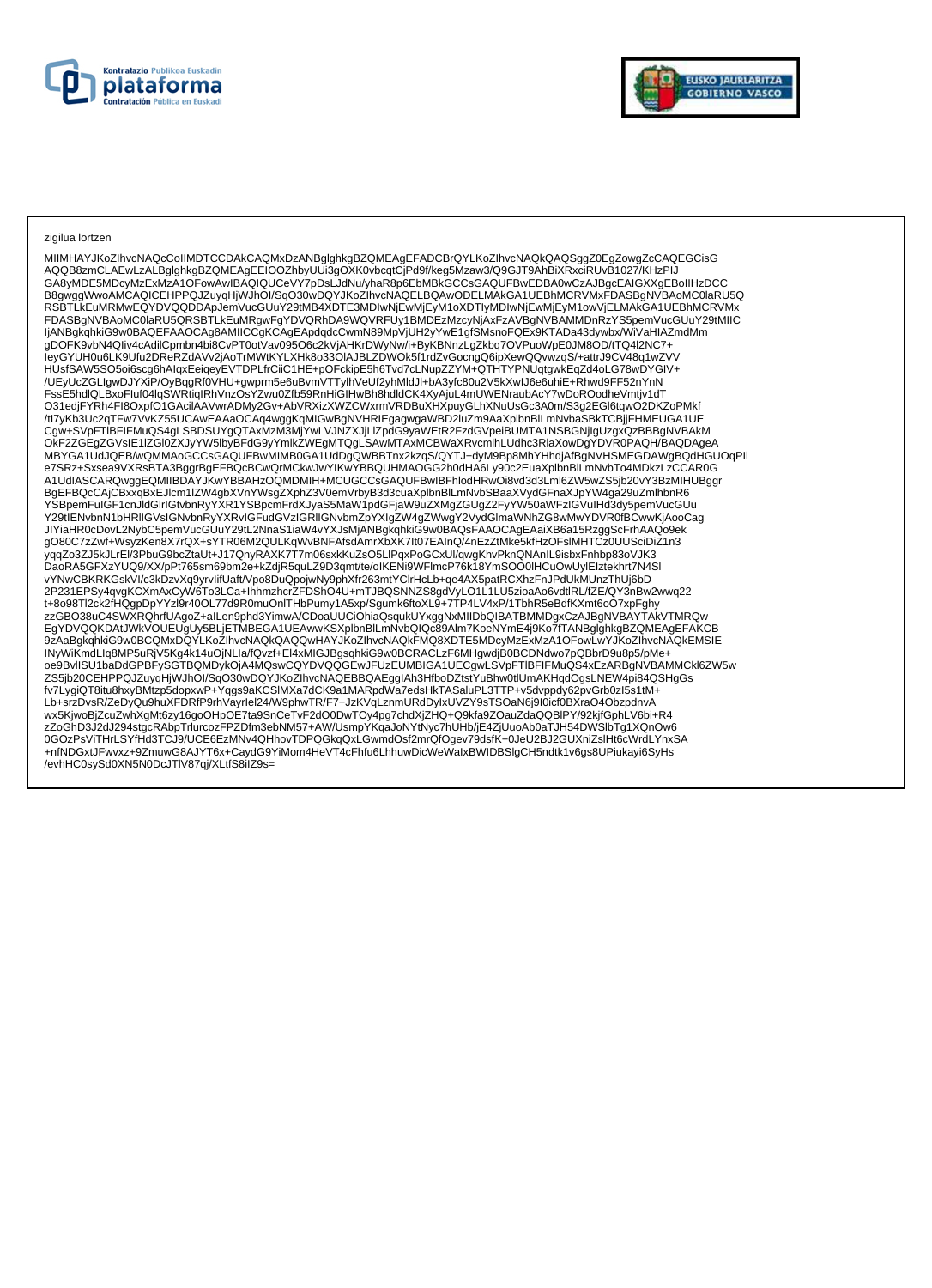zigilua lortzen

MIIMHAYJKoZIhvcNAQcCoIIMDTCCDAkCAQMxDzANBglghkgBZQMEAgEFADCBrQYLKoZIhvcNAQkQAQSggZ0EgZowgZcCAQEGCisG
AQQB8zmCLAEwLzALBglghkgBZQMEAgEEIOOZhbyUUi3gOXK0vbcqtCjPd9f/keg5Mzaw3/Q9GJT9AhBiXRxciRUvB1027/KHzPIJ
GA8yMDE5MDcyMzExMzA1OFowAwIBAQIQUCeVY7pDsLJdNu/yhaR8p6EbMBkGCCsGAQUFBwEDBA0wCzAJBgcEAIGXXgEBoIIHzDCC
B8gwggWwoAMCAQICEHPPQJZuyqHjWJhOI/SqO30wDQYJKoZIhvcNAQELBQAwODELMAkGA1UEBhMCRVMxFDASBgNVBAoMC0laRU5Q
RSBTLkEuMRMwEQYDVQQDDApJemVucGUuY29tMB4XDTE3MDIwNjEwMjEyM1oXDTIyMDIwNjEwMjEyM1owVjELMAkGA1UEBhMCRVMx
FDASBgNVBAoMC0laRU5QRSBTLkEuMRgwFgYDVQRhDA9WQVRFUy1BMDEzMzcyNjAxFzAVBgNVBAMMDnRzYS5pemVucGUuY29tMIIC
IjANBgkqhkiG9w0BAQEFAAOCAg8AMIICCgKCAgEApdqdcCwmN89MpVjUH2yYwE1gfSMsnoFQEx9KTADa43dywbx/WiVaHIAZmdMm
gDOFK9vbN4QIiv4cAdilCpmbn4bi8CvPT0otVav095O6c2kVjAHKrDWyNw/i+ByKBNnzLgZkbq7OVPuoWpE0JM8OD/tTQ4l2NC7+
IeyGYUH0u6LK9Ufu2DReRZdAVv2jAoTrMWtKYLXHk8o33OlAJBLZDWOk5f1rdZvGocngQ6ipXewQQvwzqS/+attrJ9CV48q1wZVV
HUsfSAW5SO5oi6scg6hAlqxEeiqeyEVTDPLfrCiiC1HE+pOFckipE5h6Tvd7cLNupZZYM+QTHTYPNUqtgwkEqZd4oLG78wDYGIV+
/UEyUcZGLIgwDJYXiP/OyBqgRf0VHU+gwprm5e6uBvmVTTylhVeUf2yhMldJl+bA3yfc80u2V5kXwIJ6e6uhiE+Rhwd9FF52nYnN
FssE5hdlQLBxoFIuf04lqSWRtiqIRhVnzOsYZwu0Zfb59RnHiGIHwBh8hdldCK4XyAjuL4mUWENraubAcY7wDoROodheVmtjv1dT
O31edjFYRh4FI8OxpfO1GAcilAAVwrADMy2Gv+AbVRXizXWZCWxrmVRDBuXHXpuyGLhXNuUsGc3A0m/S3g2EGl6tqwO2DKZoPMkf
/tI7yKb3Uc2qTFw7VvKZ55UCAwEAAaOCAq4wggKqMIGwBgNVHRIEgagwgaWBD2luZm9AaXplbnBlLmNvbaSBkTCBjjFHMEUGA1UE
Cgw+SVpFTlBFIFMuQS4gLSBDSUYgQTAxMzM3MjYwLVJNZXJjLlZpdG9yaWEtR2FzdGVpeiBUMTA1NSBGNjlgUzgxQzBBBgNVBAkM
OkF2ZGEgZGVsIE1lZGl0ZXJyYW5lbyBFdG9yYmlkZWEgMTQgLSAwMTAxMCBWaXRvcmlhLUdhc3RlaXowDgYDVR0PAQH/BAQDAgeA
MBYGA1UdJQEB/wQMMAoGCCsGAQUFBwMIMB0GA1UdDgQWBBTnx2kzqS/QYTJ+dyM9Bp8MhYHhdjAfBgNVHSMEGDAWgBQdHGUOqPIl
e7SRz+Sxsea9VXRsBTA3BggrBgEFBQcBCwQrMCkwJwYIKwYBBQUHMAOGG2h0dHA6Ly90c2EuaXplbnBlLmNvbTo4MDkzLzCCAR0G
A1UdIASCARQwggEQMIIBDAYJKwYBBAHzOQMDMIH+MCUGCCsGAQUFBwIBFhlodHRwOi8vd3d3Lml6ZW5wZS5jb20vY3BzMIHUBggr
BgEFBQcCAjCBxxqBxEJlcm1lZW4gbXVnYWsgZXphZ3V0emVrbyB3d3cuaXplbnBlLmNvbSBaaXVydGFnaXJpYW4ga29uZmlhbnR6
YSBpemFuIGF1cnJldGlrIGtvbnRyYXR1YSBpcmFrdXJyaS5MaW1pdGFjaW9uZXMgZGUgZ2FyYW50aWFzIGVuIHd3dy5pemVucGUu
Y29tIENvbnN1bHRlIGVsIGNvbnRyYXRvIGFudGVzIGRlIGNvbmZpYXIgZW4gZWwgY2VydGlmaWNhZG8wMwYDVR0fBCwwKjAooCag
JIYiaHR0cDovL2NybC5pemVucGUuY29tL2NnaS1iaW4vYXJsMjANBgkqhkiG9w0BAQsFAAOCAgEAaiXB6a15RzggScFrhAAQo9ek
gO80C7zZwf+WsyzKen8X7rQX+sYTR06M2QULKqWvBNFAfsdAmrXbXK7lt07EAInQ/4nEzZtMke5kfHzOFslMHTCz0UUSciDiZ1n3
yqqZo3ZJ5kJLrEl/3PbuG9bcZtaUt+J17QnyRAXK7T7m06sxkKuZsO5LlPqxPoGCxUl/qwgKhvPknQNAnIL9isbxFnhbp83oVJK3
DaoRA5GFXzYUQ9/XX/pPt765sm69bm2e+kZdjR5quLZ9D3qmt/te/oIKENi9WFlmcP76k18YmSOO0lHCuOwUylEIztekhrt7N4Sl
vYNwCBKRKGskVl/c3kDzvXq9yrvlifUaft/Vpo8DuQpojwNy9phXfr263mtYClrHcLb+qe4AX5patRCXhzFnJPdUkMUnzThUj6bD
2P231EPSy4qvgKCXmAxCyW6To3LCa+lhhmzhcrZFDShO4U+mTJBQSNNZS8gdVyLO1L1LU5zioaAo6vdtlRL/fZE/QY3nBw2wwq22
t+8o98Tl2ck2fHQgpDpYYzl9r40OL77d9R0muOnlTHbPumy1A5xp/Sgumk6ftoXL9+7TP4LV4xP/1TbhR5eBdfKXmt6oO7xpFghy
zzGBO38uC4SWXRQhrfUAgoZ+alLen9phd3YimwA/CDoaUUCiOhiaQsqukUYxggNxMIIDbQIBATBMMDgxCzAJBgNVBAYTAkVTMRQw
EgYDVQQKDAtJWkVOUEUgUy5BLjETMBEGA1UEAwwKSXplbnBlLmNvbQIQc89Alm7KoeNYmE4j9Ko7fTANBglghkgBZQMEAgEFAKCB
9zAaBgkqhkiG9w0BCQMxDQYLKoZIhvcNAQkQAQQwHAYJKoZIhvcNAQkFMQ8XDTE5MDcyMzExMzA1OFowLwYJKoZIhvcNAQkEMSIE
INyWiKmdLIq8MP5uRjV5Kg4k14uOjNLIa/fQvzf+El4xMIGJBgsqhkiG9w0BCRACLzF6MHgwdjB0BCDNdwo7pQBbrD9u8p5/pMe+
oe9BvlISU1baDdGPBFySGTBQMDykOjA4MQswCQYDVQQGEwJFUzEUMBIGA1UECgwLSVpFTlBFIFMuQS4xEzARBgNVBAMMCkl6ZW5w
ZS5jb20CEHPPQJZuyqHjWJhOI/SqO30wDQYJKoZIhvcNAQEBBQAEggIAh3HfboDZtstYuBhw0tlUmAKHqdOgsLNEW4pi84QSHgGs
fv7LygiQT8itu8hxyBMtzp5dopxwP+Yqgs9aKCSlMXa7dCK9a1MARpdWa7edsHkTASaluPL3TTP+v5dvppdy62pvGrb0zI5s1tM+
Lb+srzDvsR/ZeDyQu9huXFDRfP9rhVayrIel24/W9phwTR/F7+JzKVqLznmURdDylxUVZY9sTSOaN6j9I0icf0BXraO4ObzpdnvA
wx5KjwoBjZcuZwhXgMt6zy16goOHpOE7ta9SnCeTvF2dO0DwTOy4pg7chdXjZHQ+Q9kfa9ZOauZdaQQBlPY/92kjfGphLV6bi+R4
zZoGhD3J2dJ294stgcRAbpTrlurcozFPZDfm3ebNM57+AW/UsmpYKqaJoNYtNyc7hUHb/jE4ZjUuoAb0aTJH54DWSlbTg1XQnOw6
0GOzPsViTHrLSYfHd3TCJ9/UCE6EzMNv4QHhovTDPQGkqQxLGwmdOsf2mrQfOgev79dsfK+0JeU2BJ2GUXniZslHt6cWrdLYnxSA
+nfNDGxtJFwvxz+9ZmuwG8AJYT6x+CaydG9YiMom4HeVT4cFhfu6LhhuwDicWeWalxBWIDBSlgCH5ndtk1v6gs8UPiukayi6SyHs
/evhHC0sySd0XN5N0DcJTlV87qj/XLtfS8ilZ9s=